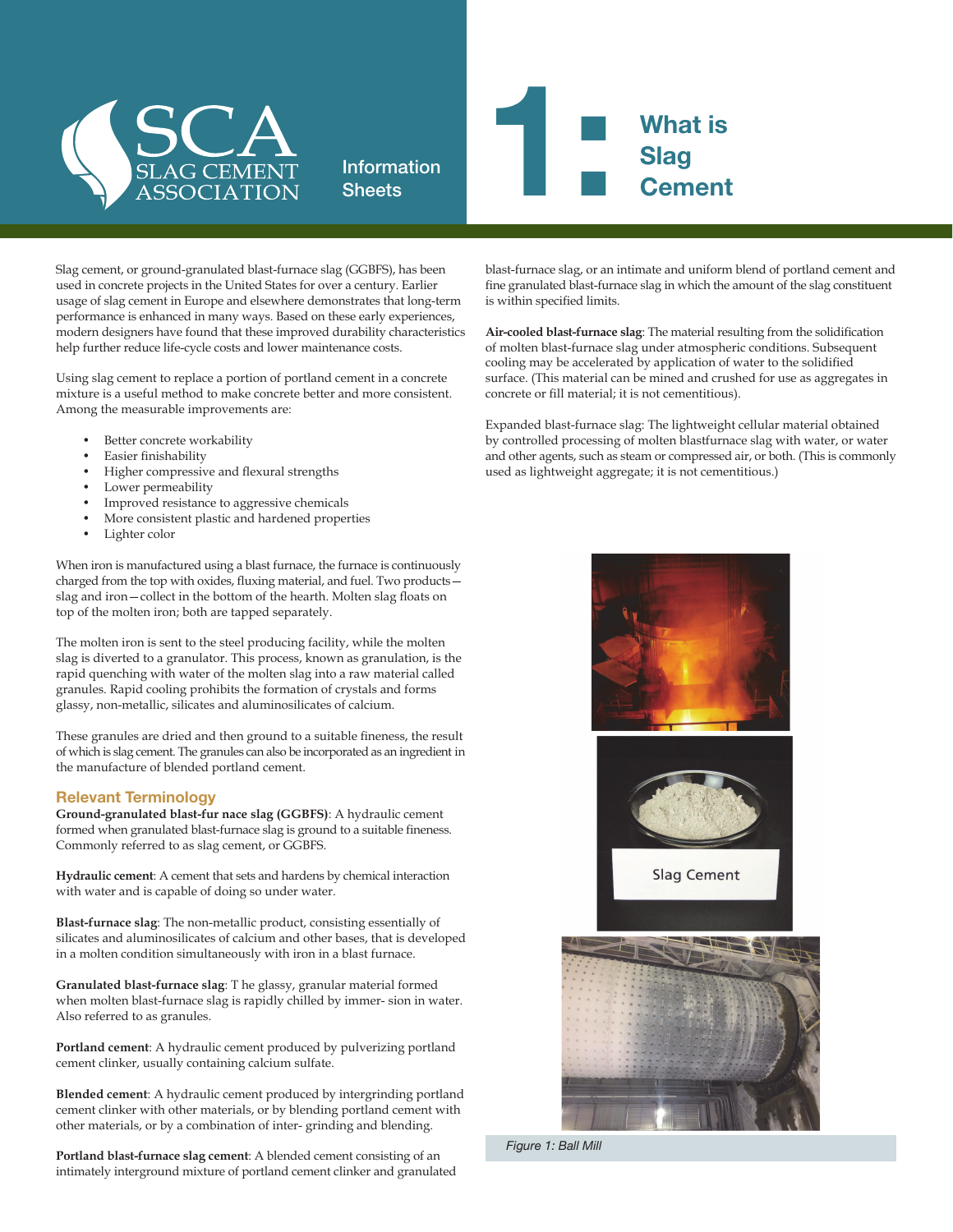SCA SLAG CEMENT ASSOCIATION

Information Sheets

# 1: What is Slag Cement

Slag cement, or ground-granulated blast-furnace slag (GGBFS), has been used in concrete projects in the United States for over a century. Earlier usage of slag cement in Europe and elsewhere demonstrates that long-term performance is enhanced in many ways. Based on these early experiences, modern designers have found that these improved durability characteristics help further reduce life-cycle costs and lower maintenance costs.

Using slag cement to replace a portion of portland cement in a concrete mixture is a useful method to make concrete better and more consistent. Among the measurable improvements are:

- Better concrete workability
- Easier finishability
- Higher compressive and flexural strengths
- Lower permeability
- Improved resistance to aggressive chemicals
- More consistent plastic and hardened properties
- Lighter color

When iron is manufactured using a blast furnace, the furnace is continuously charged from the top with oxides, fluxing material, and fuel. Two products—slag and iron—collect in the bottom of the hearth. Molten slag floats on top of the molten iron; both are tapped separately.

The molten iron is sent to the steel producing facility, while the molten slag is diverted to a granulator. This process, known as granulation, is the rapid quenching with water of the molten slag into a raw material called granules. Rapid cooling prohibits the formation of crystals and forms glassy, non-metallic, silicates and aluminosilicates of calcium.

These granules are dried and then ground to a suitable fineness, the result of which is slag cement. The granules can also be incorporated as an ingredient in the manufacture of blended portland cement.

## Relevant Terminology

**Ground-granulated blast-fur nace slag (GGBFS)**: A hydraulic cement formed when granulated blast-furnace slag is ground to a suitable fineness. Commonly referred to as slag cement, or GGBFS.

**Hydraulic cement**: A cement that sets and hardens by chemical interaction with water and is capable of doing so under water.

**Blast-furnace slag**: The non-metallic product, consisting essentially of silicates and aluminosilicates of calcium and other bases, that is developed in a molten condition simultaneously with iron in a blast furnace.

**Granulated blast-furnace slag**: T he glassy, granular material formed when molten blast-furnace slag is rapidly chilled by immer- sion in water. Also referred to as granules.

**Portland cement**: A hydraulic cement produced by pulverizing portland cement clinker, usually containing calcium sulfate.

**Blended cement**: A hydraulic cement produced by intergrinding portland cement clinker with other materials, or by blending portland cement with other materials, or by a combination of inter- grinding and blending.

**Portland blast-furnace slag cement**: A blended cement consisting of an intimately interground mixture of portland cement clinker and granulated blast-furnace slag, or an intimate and uniform blend of portland cement and fine granulated blast-furnace slag in which the amount of the slag constituent is within specified limits.

**Air-cooled blast-furnace slag**: The material resulting from the solidification of molten blast-furnace slag under atmospheric conditions. Subsequent cooling may be accelerated by application of water to the solidified surface. (This material can be mined and crushed for use as aggregates in concrete or fill material; it is not cementitious).

Expanded blast-furnace slag: The lightweight cellular material obtained by controlled processing of molten blastfurnace slag with water, or water and other agents, such as steam or compressed air, or both. (This is commonly used as lightweight aggregate; it is not cementitious.)

Slag Cement

*Figure 1: Ball Mill*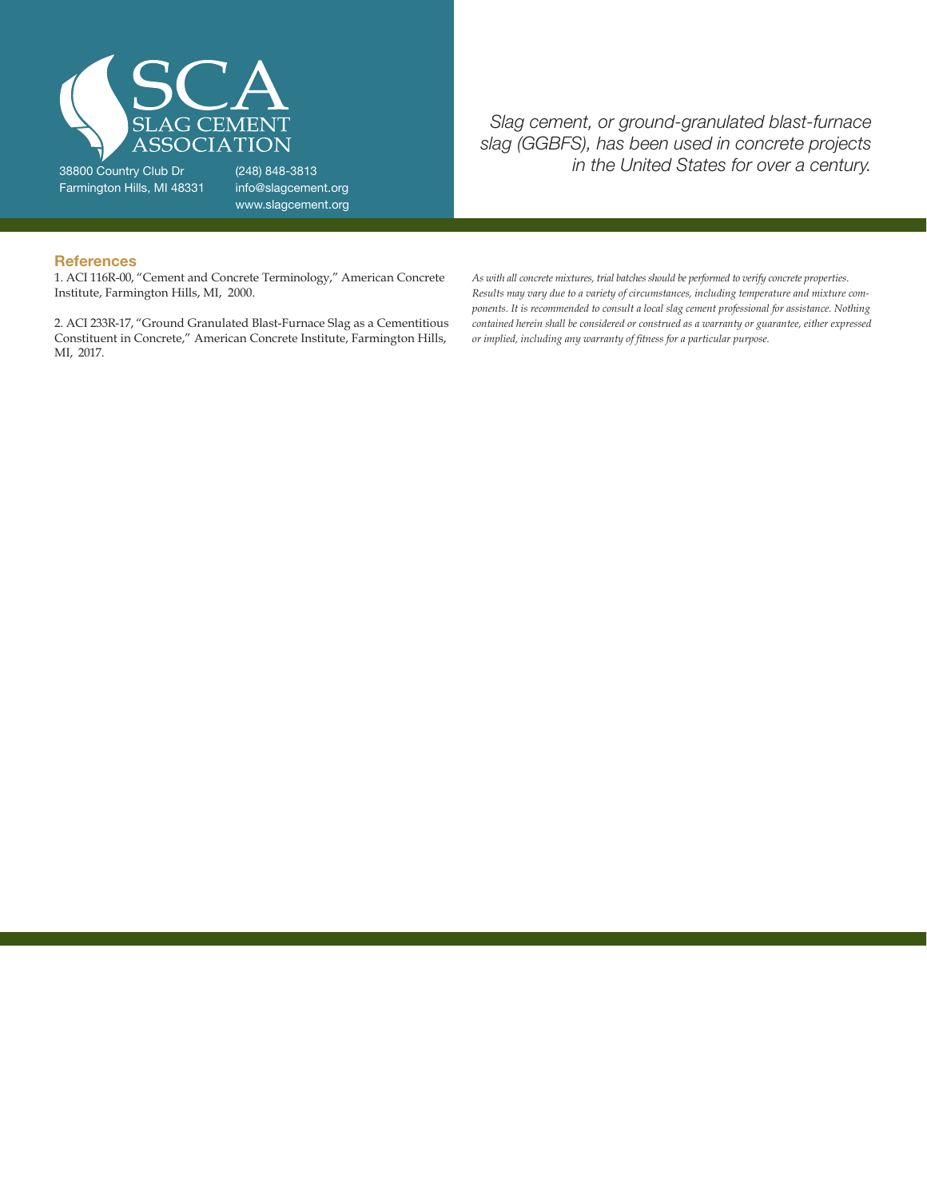SCA
SLAG CEMENT
ASSOCIATION

38800 Country Club Dr
Farmington Hills, MI 48331

(248) 848-3813
info@slagcement.org
www.slagcement.org

*Slag cement, or ground-granulated blast-furnace slag (GGBFS), has been used in concrete projects in the United States for over a century.*

## References

1. ACI 116R-00, "Cement and Concrete Terminology," American Concrete Institute, Farmington Hills, MI, 2000.

2. ACI 233R-17, "Ground Granulated Blast-Furnace Slag as a Cementitious Constituent in Concrete," American Concrete Institute, Farmington Hills, MI, 2017.

*As with all concrete mixtures, trial batches should be performed to verify concrete properties. Results may vary due to a variety of circumstances, including temperature and mixture components. It is recommended to consult a local slag cement professional for assistance. Nothing contained herein shall be considered or construed as a warranty or guarantee, either expressed or implied, including any warranty of fitness for a particular purpose.*